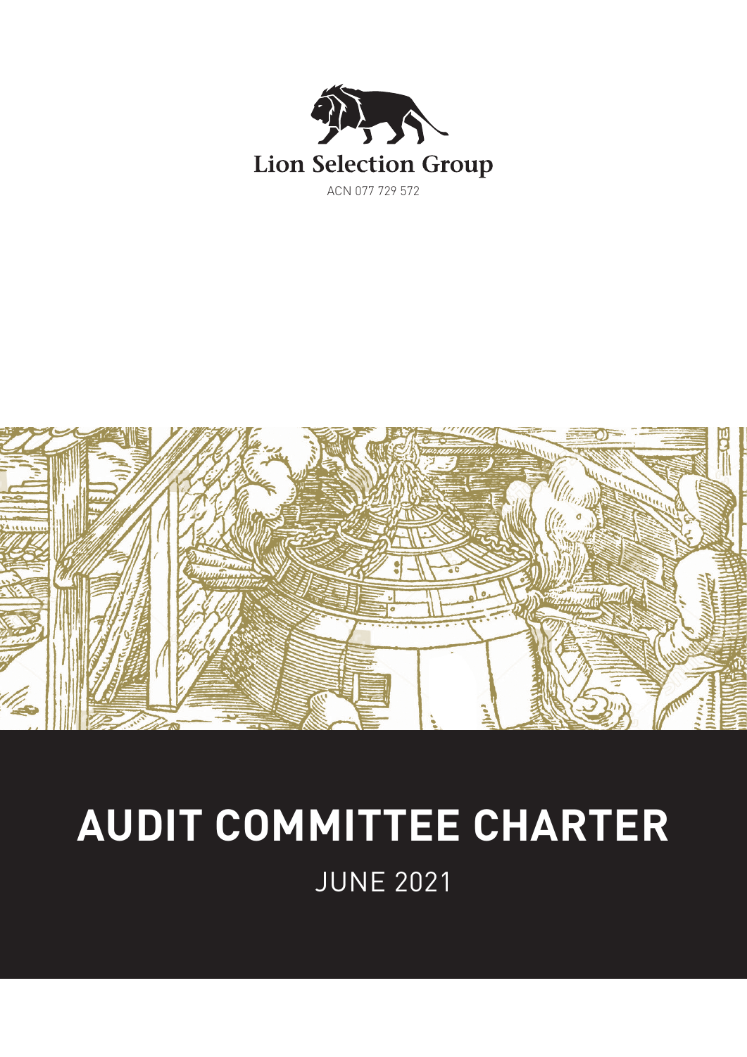Lion Selection Group

ACN 077 729 572

# AUDIT COMMITTEE CHARTER

JUNE 2021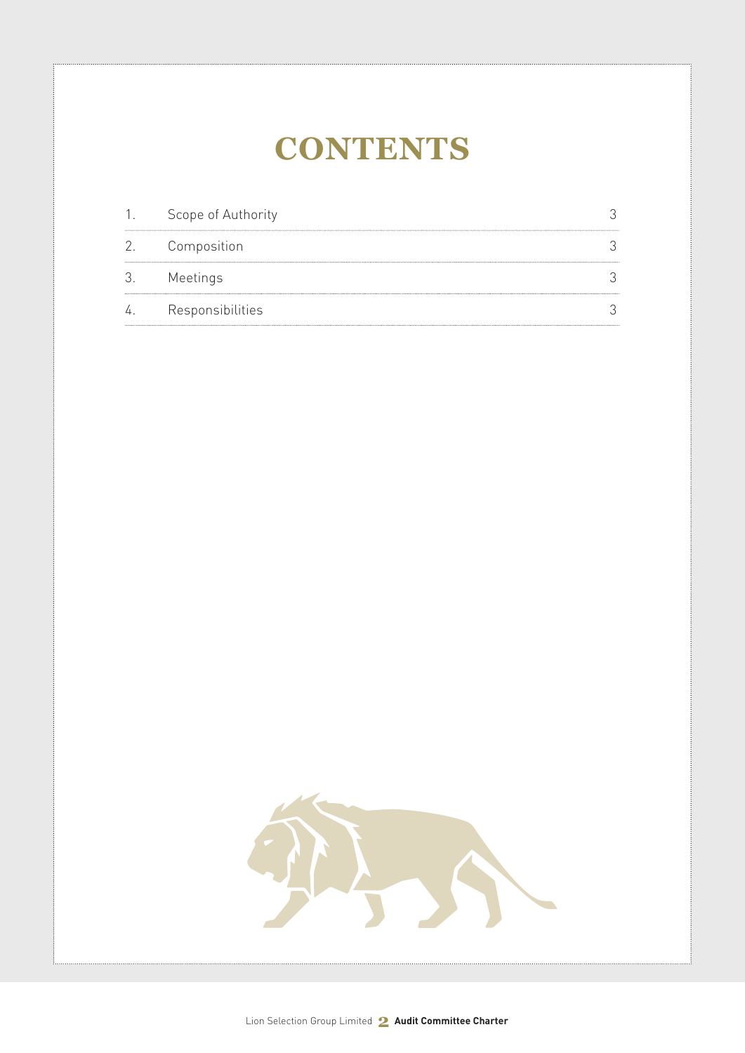# CONTENTS

| | | |
|---|---|---|
| 1. | Scope of Authority | 3 |
| 2. | Composition | 3 |
| 3. | Meetings | 3 |
| 4. | Responsibilities | 3 |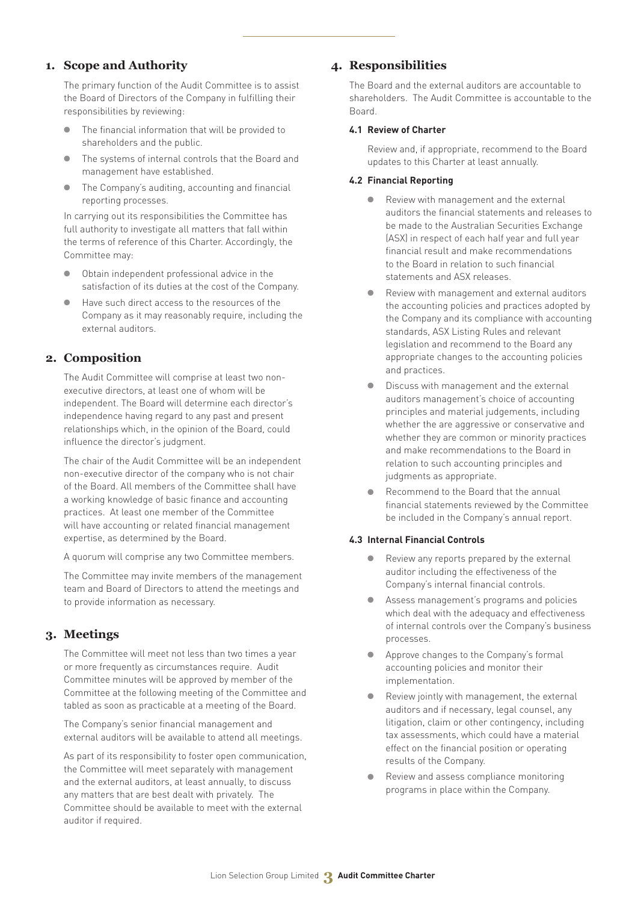## 1. Scope and Authority

The primary function of the Audit Committee is to assist the Board of Directors of the Company in fulfilling their responsibilities by reviewing:

- The financial information that will be provided to shareholders and the public.
- The systems of internal controls that the Board and management have established.
- The Company's auditing, accounting and financial reporting processes.

In carrying out its responsibilities the Committee has full authority to investigate all matters that fall within the terms of reference of this Charter. Accordingly, the Committee may:

- Obtain independent professional advice in the satisfaction of its duties at the cost of the Company.
- Have such direct access to the resources of the Company as it may reasonably require, including the external auditors.

## 2. Composition

The Audit Committee will comprise at least two non-executive directors, at least one of whom will be independent. The Board will determine each director's independence having regard to any past and present relationships which, in the opinion of the Board, could influence the director's judgment.

The chair of the Audit Committee will be an independent non-executive director of the company who is not chair of the Board. All members of the Committee shall have a working knowledge of basic finance and accounting practices. At least one member of the Committee will have accounting or related financial management expertise, as determined by the Board.

A quorum will comprise any two Committee members.

The Committee may invite members of the management team and Board of Directors to attend the meetings and to provide information as necessary.

## 3. Meetings

The Committee will meet not less than two times a year or more frequently as circumstances require. Audit Committee minutes will be approved by member of the Committee at the following meeting of the Committee and tabled as soon as practicable at a meeting of the Board.

The Company's senior financial management and external auditors will be available to attend all meetings.

As part of its responsibility to foster open communication, the Committee will meet separately with management and the external auditors, at least annually, to discuss any matters that are best dealt with privately. The Committee should be available to meet with the external auditor if required.

## 4. Responsibilities

The Board and the external auditors are accountable to shareholders. The Audit Committee is accountable to the Board.

### 4.1 Review of Charter

Review and, if appropriate, recommend to the Board updates to this Charter at least annually.

### 4.2 Financial Reporting

- Review with management and the external auditors the financial statements and releases to be made to the Australian Securities Exchange (ASX) in respect of each half year and full year financial result and make recommendations to the Board in relation to such financial statements and ASX releases.
- Review with management and external auditors the accounting policies and practices adopted by the Company and its compliance with accounting standards, ASX Listing Rules and relevant legislation and recommend to the Board any appropriate changes to the accounting policies and practices.
- Discuss with management and the external auditors management's choice of accounting principles and material judgements, including whether the are aggressive or conservative and whether they are common or minority practices and make recommendations to the Board in relation to such accounting principles and judgments as appropriate.
- Recommend to the Board that the annual financial statements reviewed by the Committee be included in the Company's annual report.

### 4.3 Internal Financial Controls

- Review any reports prepared by the external auditor including the effectiveness of the Company's internal financial controls.
- Assess management's programs and policies which deal with the adequacy and effectiveness of internal controls over the Company's business processes.
- Approve changes to the Company's formal accounting policies and monitor their implementation.
- Review jointly with management, the external auditors and if necessary, legal counsel, any litigation, claim or other contingency, including tax assessments, which could have a material effect on the financial position or operating results of the Company.
- Review and assess compliance monitoring programs in place within the Company.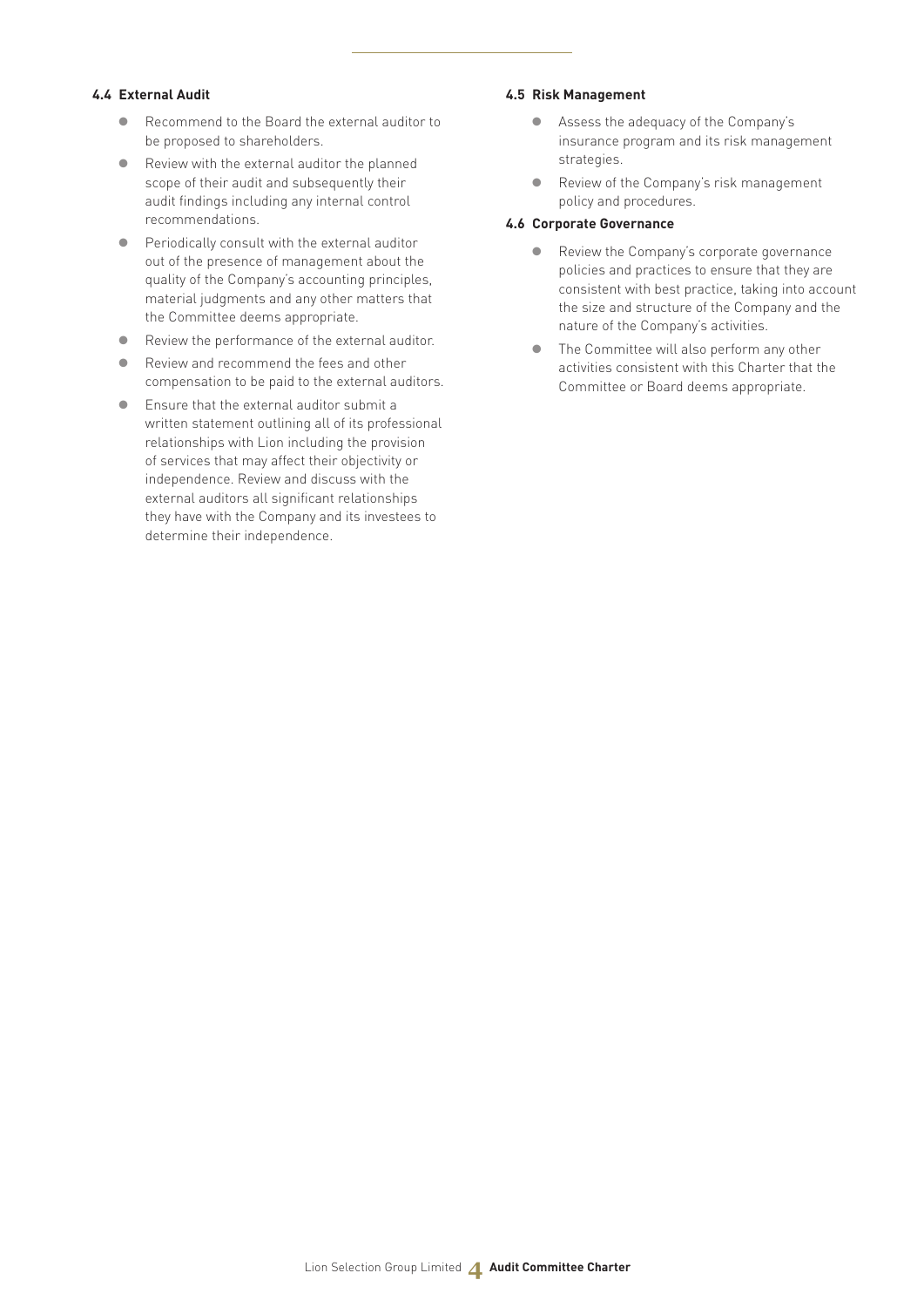### 4.4 External Audit

- Recommend to the Board the external auditor to be proposed to shareholders.
- Review with the external auditor the planned scope of their audit and subsequently their audit findings including any internal control recommendations.
- Periodically consult with the external auditor out of the presence of management about the quality of the Company's accounting principles, material judgments and any other matters that the Committee deems appropriate.
- Review the performance of the external auditor.
- Review and recommend the fees and other compensation to be paid to the external auditors.
- Ensure that the external auditor submit a written statement outlining all of its professional relationships with Lion including the provision of services that may affect their objectivity or independence. Review and discuss with the external auditors all significant relationships they have with the Company and its investees to determine their independence.

### 4.5 Risk Management

- Assess the adequacy of the Company's insurance program and its risk management strategies.
- Review of the Company's risk management policy and procedures.

### 4.6 Corporate Governance

- Review the Company's corporate governance policies and practices to ensure that they are consistent with best practice, taking into account the size and structure of the Company and the nature of the Company's activities.
- The Committee will also perform any other activities consistent with this Charter that the Committee or Board deems appropriate.